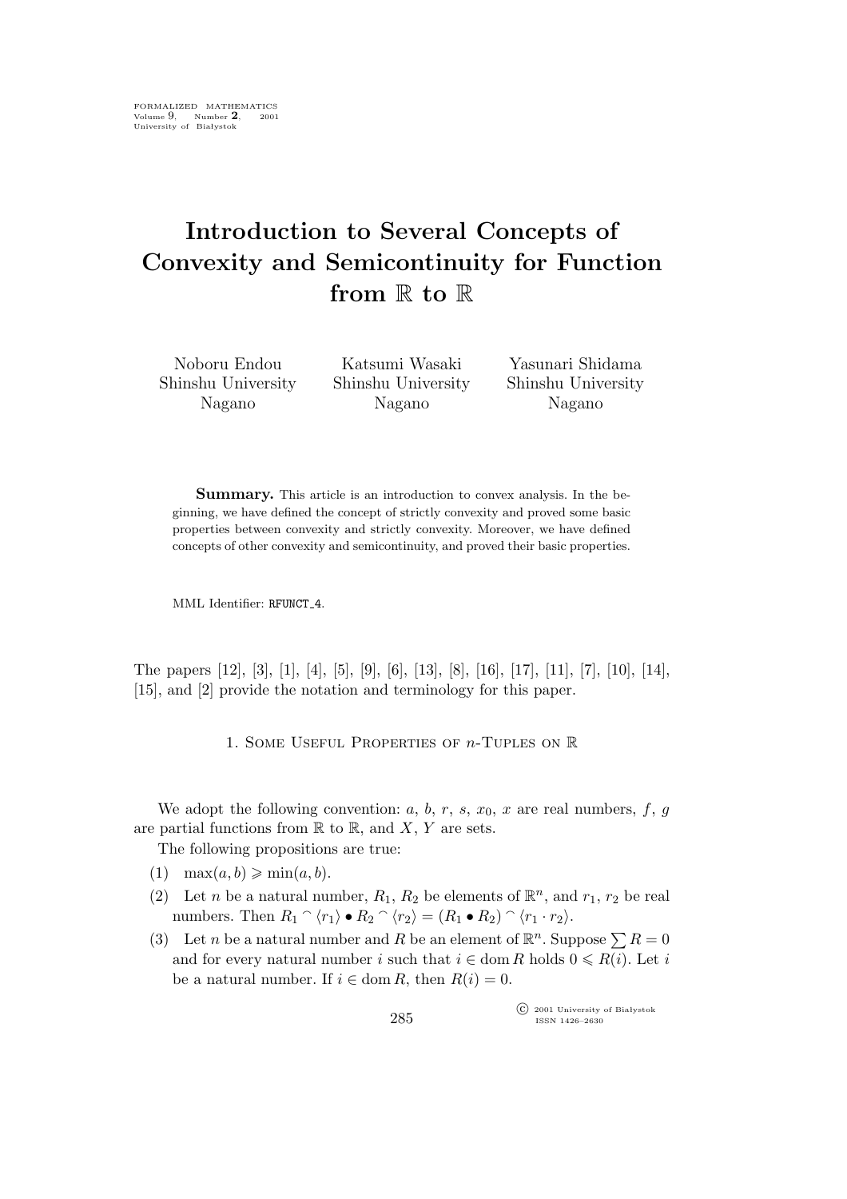# Introduction to Several Concepts of Convexity and Semicontinuity for Function from $\mathbb{R}$ to $\mathbb{R}$

Noboru Endou
Shinshu University
Nagano

Katsumi Wasaki
Shinshu University
Nagano

Yasunari Shidama
Shinshu University
Nagano

**Summary.** This article is an introduction to convex analysis. In the beginning, we have defined the concept of strictly convexity and proved some basic properties between convexity and strictly convexity. Moreover, we have defined concepts of other convexity and semicontinuity, and proved their basic properties.

MML Identifier: RFUNCT_4.

The papers [12], [3], [1], [4], [5], [9], [6], [13], [8], [16], [17], [11], [7], [10], [14], [15], and [2] provide the notation and terminology for this paper.

## 1. Some Useful Properties of $n$-Tuples on $\mathbb{R}$

We adopt the following convention: $a$, $b$, $r$, $s$, $x_0$, $x$ are real numbers, $f$, $g$ are partial functions from $\mathbb{R}$ to $\mathbb{R}$, and $X$, $Y$ are sets.

The following propositions are true:

(1) $\max(a, b) \geqslant \min(a, b)$.

(2) Let $n$ be a natural number, $R_1$, $R_2$ be elements of $\mathbb{R}^n$, and $r_1$, $r_2$ be real numbers. Then $R_1 \frown \langle r_1 \rangle \bullet R_2 \frown \langle r_2 \rangle = (R_1 \bullet R_2) \frown \langle r_1 \cdot r_2 \rangle$.

(3) Let $n$ be a natural number and $R$ be an element of $\mathbb{R}^n$. Suppose $\sum R = 0$ and for every natural number $i$ such that $i \in \operatorname{dom} R$ holds $0 \leqslant R(i)$. Let $i$ be a natural number. If $i \in \operatorname{dom} R$, then $R(i) = 0$.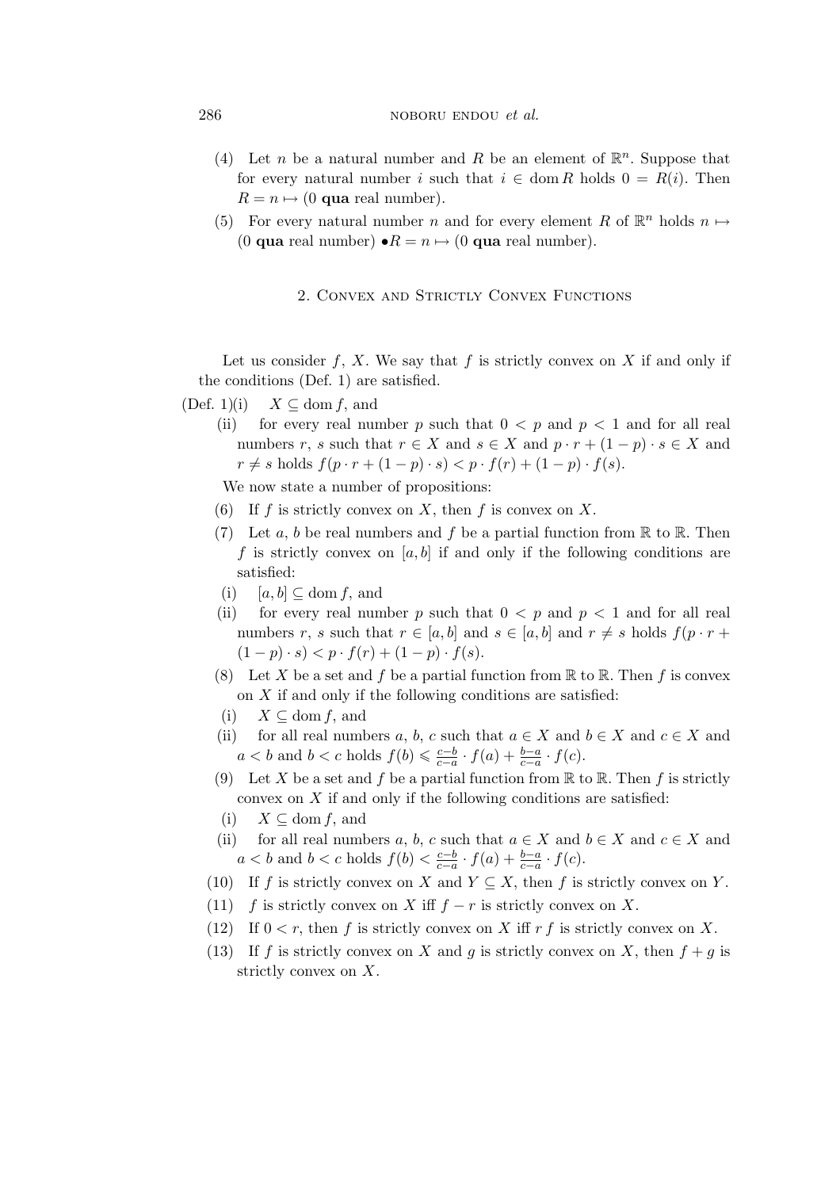(4) Let $n$ be a natural number and $R$ be an element of $\mathbb{R}^n$. Suppose that for every natural number $i$ such that $i \in \operatorname{dom} R$ holds $0 = R(i)$. Then $R = n \mapsto (0$ **qua** real number).

(5) For every natural number $n$ and for every element $R$ of $\mathbb{R}^n$ holds $n \mapsto (0$ **qua** real number) $\bullet R = n \mapsto (0$ **qua** real number).

## 2. Convex and Strictly Convex Functions

Let us consider $f$, $X$. We say that $f$ is strictly convex on $X$ if and only if the conditions (Def. 1) are satisfied.

(Def. 1)(i) $X \subseteq \operatorname{dom} f$, and

(ii) for every real number $p$ such that $0 < p$ and $p < 1$ and for all real numbers $r$, $s$ such that $r \in X$ and $s \in X$ and $p \cdot r + (1-p) \cdot s \in X$ and $r \neq s$ holds $f(p \cdot r + (1-p) \cdot s) < p \cdot f(r) + (1-p) \cdot f(s)$.

We now state a number of propositions:

(6) If $f$ is strictly convex on $X$, then $f$ is convex on $X$.

(7) Let $a$, $b$ be real numbers and $f$ be a partial function from $\mathbb{R}$ to $\mathbb{R}$. Then $f$ is strictly convex on $[a, b]$ if and only if the following conditions are satisfied:

(i) $[a, b] \subseteq \operatorname{dom} f$, and

(ii) for every real number $p$ such that $0 < p$ and $p < 1$ and for all real numbers $r$, $s$ such that $r \in [a, b]$ and $s \in [a, b]$ and $r \neq s$ holds $f(p \cdot r + (1-p) \cdot s) < p \cdot f(r) + (1-p) \cdot f(s)$.

(8) Let $X$ be a set and $f$ be a partial function from $\mathbb{R}$ to $\mathbb{R}$. Then $f$ is convex on $X$ if and only if the following conditions are satisfied:

(i) $X \subseteq \operatorname{dom} f$, and

(ii) for all real numbers $a$, $b$, $c$ such that $a \in X$ and $b \in X$ and $c \in X$ and $a < b$ and $b < c$ holds $f(b) \leqslant \frac{c-b}{c-a} \cdot f(a) + \frac{b-a}{c-a} \cdot f(c)$.

(9) Let $X$ be a set and $f$ be a partial function from $\mathbb{R}$ to $\mathbb{R}$. Then $f$ is strictly convex on $X$ if and only if the following conditions are satisfied:

(i) $X \subseteq \operatorname{dom} f$, and

(ii) for all real numbers $a$, $b$, $c$ such that $a \in X$ and $b \in X$ and $c \in X$ and $a < b$ and $b < c$ holds $f(b) < \frac{c-b}{c-a} \cdot f(a) + \frac{b-a}{c-a} \cdot f(c)$.

(10) If $f$ is strictly convex on $X$ and $Y \subseteq X$, then $f$ is strictly convex on $Y$.

(11) $f$ is strictly convex on $X$ iff $f - r$ is strictly convex on $X$.

(12) If $0 < r$, then $f$ is strictly convex on $X$ iff $r\, f$ is strictly convex on $X$.

(13) If $f$ is strictly convex on $X$ and $g$ is strictly convex on $X$, then $f + g$ is strictly convex on $X$.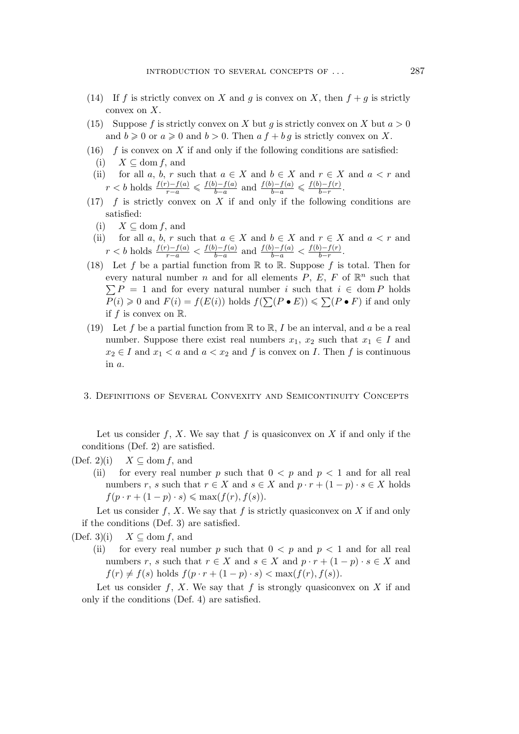(14) If $f$ is strictly convex on $X$ and $g$ is convex on $X$, then $f + g$ is strictly convex on $X$.

(15) Suppose $f$ is strictly convex on $X$ but $g$ is strictly convex on $X$ but $a > 0$ and $b \geqslant 0$ or $a \geqslant 0$ and $b > 0$. Then $a\,f + b\,g$ is strictly convex on $X$.

(16) $f$ is convex on $X$ if and only if the following conditions are satisfied:

  (i) $X \subseteq \operatorname{dom} f$, and

  (ii) for all $a$, $b$, $r$ such that $a \in X$ and $b \in X$ and $r \in X$ and $a < r$ and $r < b$ holds $\frac{f(r)-f(a)}{r-a} \leqslant \frac{f(b)-f(a)}{b-a}$ and $\frac{f(b)-f(a)}{b-a} \leqslant \frac{f(b)-f(r)}{b-r}$.

(17) $f$ is strictly convex on $X$ if and only if the following conditions are satisfied:

  (i) $X \subseteq \operatorname{dom} f$, and

  (ii) for all $a$, $b$, $r$ such that $a \in X$ and $b \in X$ and $r \in X$ and $a < r$ and $r < b$ holds $\frac{f(r)-f(a)}{r-a} < \frac{f(b)-f(a)}{b-a}$ and $\frac{f(b)-f(a)}{b-a} < \frac{f(b)-f(r)}{b-r}$.

(18) Let $f$ be a partial function from $\mathbb{R}$ to $\mathbb{R}$. Suppose $f$ is total. Then for every natural number $n$ and for all elements $P$, $E$, $F$ of $\mathbb{R}^n$ such that $\sum P = 1$ and for every natural number $i$ such that $i \in \operatorname{dom} P$ holds $P(i) \geqslant 0$ and $F(i) = f(E(i))$ holds $f(\sum(P \bullet E)) \leqslant \sum(P \bullet F)$ if and only if $f$ is convex on $\mathbb{R}$.

(19) Let $f$ be a partial function from $\mathbb{R}$ to $\mathbb{R}$, $I$ be an interval, and $a$ be a real number. Suppose there exist real numbers $x_1$, $x_2$ such that $x_1 \in I$ and $x_2 \in I$ and $x_1 < a$ and $a < x_2$ and $f$ is convex on $I$. Then $f$ is continuous in $a$.

## 3. Definitions of Several Convexity and Semicontinuity Concepts

Let us consider $f$, $X$. We say that $f$ is quasiconvex on $X$ if and only if the conditions (Def. 2) are satisfied.

(Def. 2)(i) $X \subseteq \operatorname{dom} f$, and

  (ii) for every real number $p$ such that $0 < p$ and $p < 1$ and for all real numbers $r$, $s$ such that $r \in X$ and $s \in X$ and $p \cdot r + (1 - p) \cdot s \in X$ holds $f(p \cdot r + (1 - p) \cdot s) \leqslant \max(f(r), f(s))$.

Let us consider $f$, $X$. We say that $f$ is strictly quasiconvex on $X$ if and only if the conditions (Def. 3) are satisfied.

(Def. 3)(i) $X \subseteq \operatorname{dom} f$, and

  (ii) for every real number $p$ such that $0 < p$ and $p < 1$ and for all real numbers $r$, $s$ such that $r \in X$ and $s \in X$ and $p \cdot r + (1 - p) \cdot s \in X$ and $f(r) \neq f(s)$ holds $f(p \cdot r + (1 - p) \cdot s) < \max(f(r), f(s))$.

Let us consider $f$, $X$. We say that $f$ is strongly quasiconvex on $X$ if and only if the conditions (Def. 4) are satisfied.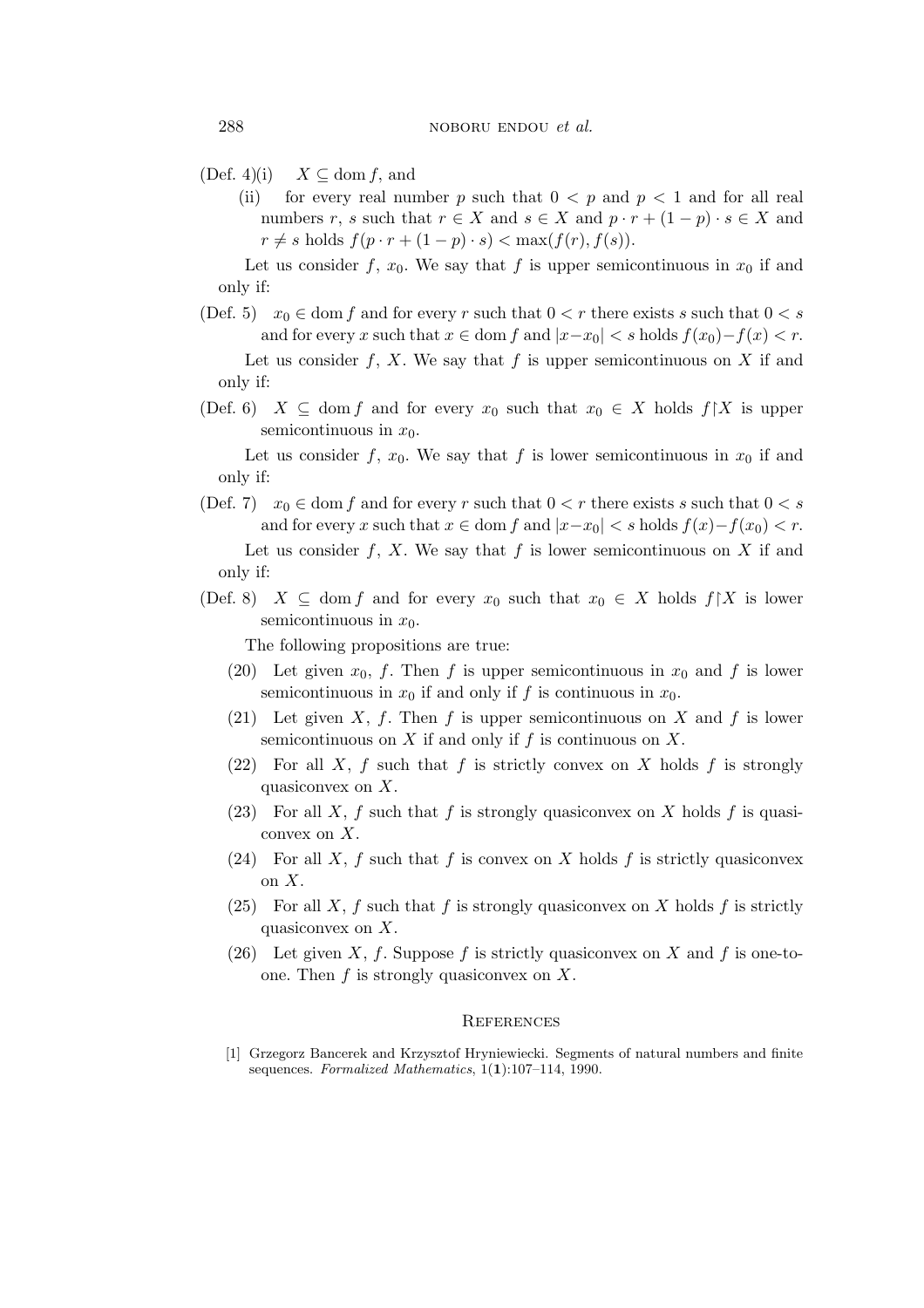(Def. 4)(i) $X \subseteq \operatorname{dom} f$, and

(ii) for every real number $p$ such that $0 < p$ and $p < 1$ and for all real numbers $r$, $s$ such that $r \in X$ and $s \in X$ and $p \cdot r + (1-p) \cdot s \in X$ and $r \neq s$ holds $f(p \cdot r + (1-p) \cdot s) < \max(f(r), f(s))$.

Let us consider $f$, $x_0$. We say that $f$ is upper semicontinuous in $x_0$ if and only if:

(Def. 5) $x_0 \in \operatorname{dom} f$ and for every $r$ such that $0 < r$ there exists $s$ such that $0 < s$ and for every $x$ such that $x \in \operatorname{dom} f$ and $|x - x_0| < s$ holds $f(x_0) - f(x) < r$.

Let us consider $f$, $X$. We say that $f$ is upper semicontinuous on $X$ if and only if:

(Def. 6) $X \subseteq \operatorname{dom} f$ and for every $x_0$ such that $x_0 \in X$ holds $f \restriction X$ is upper semicontinuous in $x_0$.

Let us consider $f$, $x_0$. We say that $f$ is lower semicontinuous in $x_0$ if and only if:

(Def. 7) $x_0 \in \operatorname{dom} f$ and for every $r$ such that $0 < r$ there exists $s$ such that $0 < s$ and for every $x$ such that $x \in \operatorname{dom} f$ and $|x - x_0| < s$ holds $f(x) - f(x_0) < r$.

Let us consider $f$, $X$. We say that $f$ is lower semicontinuous on $X$ if and only if:

(Def. 8) $X \subseteq \operatorname{dom} f$ and for every $x_0$ such that $x_0 \in X$ holds $f \restriction X$ is lower semicontinuous in $x_0$.

The following propositions are true:

(20) Let given $x_0$, $f$. Then $f$ is upper semicontinuous in $x_0$ and $f$ is lower semicontinuous in $x_0$ if and only if $f$ is continuous in $x_0$.

(21) Let given $X$, $f$. Then $f$ is upper semicontinuous on $X$ and $f$ is lower semicontinuous on $X$ if and only if $f$ is continuous on $X$.

(22) For all $X$, $f$ such that $f$ is strictly convex on $X$ holds $f$ is strongly quasiconvex on $X$.

(23) For all $X$, $f$ such that $f$ is strongly quasiconvex on $X$ holds $f$ is quasiconvex on $X$.

(24) For all $X$, $f$ such that $f$ is convex on $X$ holds $f$ is strictly quasiconvex on $X$.

(25) For all $X$, $f$ such that $f$ is strongly quasiconvex on $X$ holds $f$ is strictly quasiconvex on $X$.

(26) Let given $X$, $f$. Suppose $f$ is strictly quasiconvex on $X$ and $f$ is one-to-one. Then $f$ is strongly quasiconvex on $X$.

## References

[1] Grzegorz Bancerek and Krzysztof Hryniewiecki. Segments of natural numbers and finite sequences. *Formalized Mathematics*, 1(**1**):107–114, 1990.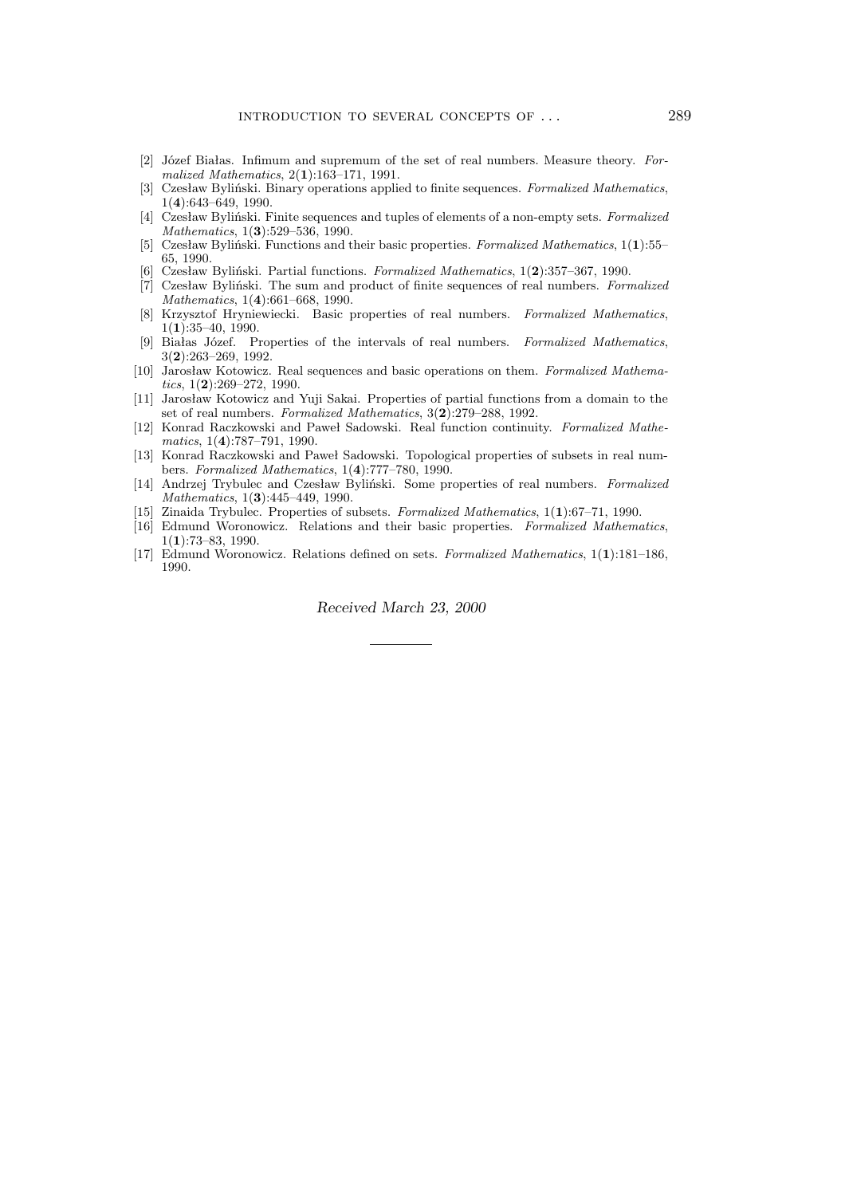[2] Józef Białas. Infimum and supremum of the set of real numbers. Measure theory. *Formalized Mathematics*, 2(**1**):163–171, 1991.

[3] Czesław Byliński. Binary operations applied to finite sequences. *Formalized Mathematics*, 1(**4**):643–649, 1990.

[4] Czesław Byliński. Finite sequences and tuples of elements of a non-empty sets. *Formalized Mathematics*, 1(**3**):529–536, 1990.

[5] Czesław Byliński. Functions and their basic properties. *Formalized Mathematics*, 1(**1**):55–65, 1990.

[6] Czesław Byliński. Partial functions. *Formalized Mathematics*, 1(**2**):357–367, 1990.

[7] Czesław Byliński. The sum and product of finite sequences of real numbers. *Formalized Mathematics*, 1(**4**):661–668, 1990.

[8] Krzysztof Hryniewiecki. Basic properties of real numbers. *Formalized Mathematics*, 1(**1**):35–40, 1990.

[9] Białas Józef. Properties of the intervals of real numbers. *Formalized Mathematics*, 3(**2**):263–269, 1992.

[10] Jarosław Kotowicz. Real sequences and basic operations on them. *Formalized Mathematics*, 1(**2**):269–272, 1990.

[11] Jarosław Kotowicz and Yuji Sakai. Properties of partial functions from a domain to the set of real numbers. *Formalized Mathematics*, 3(**2**):279–288, 1992.

[12] Konrad Raczkowski and Paweł Sadowski. Real function continuity. *Formalized Mathematics*, 1(**4**):787–791, 1990.

[13] Konrad Raczkowski and Paweł Sadowski. Topological properties of subsets in real numbers. *Formalized Mathematics*, 1(**4**):777–780, 1990.

[14] Andrzej Trybulec and Czesław Byliński. Some properties of real numbers. *Formalized Mathematics*, 1(**3**):445–449, 1990.

[15] Zinaida Trybulec. Properties of subsets. *Formalized Mathematics*, 1(**1**):67–71, 1990.

[16] Edmund Woronowicz. Relations and their basic properties. *Formalized Mathematics*, 1(**1**):73–83, 1990.

[17] Edmund Woronowicz. Relations defined on sets. *Formalized Mathematics*, 1(**1**):181–186, 1990.

*Received March 23, 2000*